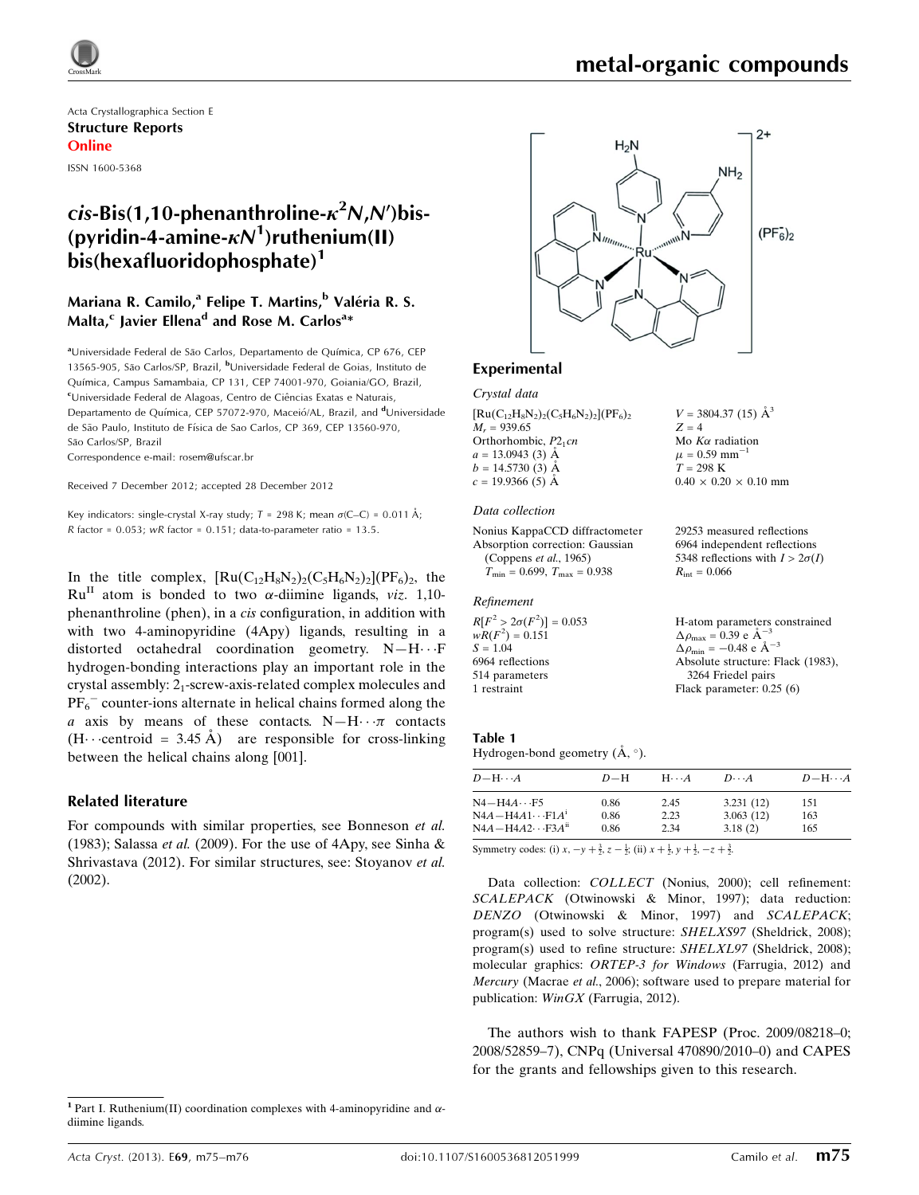Acta Crystallographica Section E

**Structure Reports**

**Online**

ISSN 1600-5368

# *cis*-Bis(1,10-phenanthroline-$\kappa^2N,N'$)bis(pyridin-4-amine-$\kappa N^1$)ruthenium(II) bis(hexafluoridophosphate)[1]

**Mariana R. Camilo,[a] Felipe T. Martins,[b] Valéria R. S. Malta,[c] Javier Ellena[d] and Rose M. Carlos[a]\***

[a]Universidade Federal de São Carlos, Departamento de Química, CP 676, CEP 13565-905, São Carlos/SP, Brazil, [b]Universidade Federal de Goias, Instituto de Química, Campus Samambaia, CP 131, CEP 74001-970, Goiania/GO, Brazil, [c]Universidade Federal de Alagoas, Centro de Ciências Exatas e Naturais, Departamento de Química, CEP 57072-970, Maceió/AL, Brazil, and [d]Universidade de São Paulo, Instituto de Física de Sao Carlos, CP 369, CEP 13560-970, São Carlos/SP, Brazil

Correspondence e-mail: rosem@ufscar.br

Received 7 December 2012; accepted 28 December 2012

Key indicators: single-crystal X-ray study; $T$ = 298 K; mean $\sigma$(C–C) = 0.011 Å; $R$ factor = 0.053; $wR$ factor = 0.151; data-to-parameter ratio = 13.5.

In the title complex, $[Ru(C_{12}H_8N_2)_2(C_5H_6N_2)_2](PF_6)_2$, the $Ru^{II}$ atom is bonded to two $\alpha$-diimine ligands, *viz*. 1,10-phenanthroline (phen), in a *cis* configuration, in addition with with two 4-aminopyridine (4Apy) ligands, resulting in a distorted octahedral coordination geometry. N—H···F hydrogen-bonding interactions play an important role in the crystal assembly: $2_1$-screw-axis-related complex molecules and $PF_6^-$ counter-ions alternate in helical chains formed along the $a$ axis by means of these contacts. N—H···$\pi$ contacts (H···centroid = 3.45 Å) are responsible for cross-linking between the helical chains along [001].

## Related literature

For compounds with similar properties, see Bonneson *et al.* (1983); Salassa *et al.* (2009). For the use of 4Apy, see Sinha & Shrivastava (2012). For similar structures, see: Stoyanov *et al.* (2002).

## Experimental

### Crystal data

$[Ru(C_{12}H_8N_2)_2(C_5H_6N_2)_2](PF_6)_2$
$M_r$ = 939.65
Orthorhombic, $P2_1cn$
$a$ = 13.0943 (3) Å
$b$ = 14.5730 (3) Å
$c$ = 19.9366 (5) Å
$V$ = 3804.37 (15) Å$^3$
$Z$ = 4
Mo $K\alpha$ radiation
$\mu$ = 0.59 mm$^{-1}$
$T$ = 298 K
0.40 × 0.20 × 0.10 mm

### Data collection

Nonius KappaCCD diffractometer
Absorption correction: Gaussian (Coppens *et al.*, 1965)
$T_{min}$ = 0.699, $T_{max}$ = 0.938
29253 measured reflections
6964 independent reflections
5348 reflections with $I > 2\sigma(I)$
$R_{int}$ = 0.066

### Refinement

$R[F^2 > 2\sigma(F^2)]$ = 0.053
$wR(F^2)$ = 0.151
$S$ = 1.04
6964 reflections
514 parameters
1 restraint
H-atom parameters constrained
$\Delta\rho_{max}$ = 0.39 e Å$^{-3}$
$\Delta\rho_{min}$ = −0.48 e Å$^{-3}$
Absolute structure: Flack (1983), 3264 Friedel pairs
Flack parameter: 0.25 (6)

**Table 1**
Hydrogen-bond geometry (Å, °).

| $D$—H···$A$ | $D$—H | H···$A$ | $D$···$A$ | $D$—H···$A$ |
|---|---|---|---|---|
| N4—H4$A$···F5 | 0.86 | 2.45 | 3.231 (12) | 151 |
| N4$A$—H4$A$1···F1$A^i$ | 0.86 | 2.23 | 3.063 (12) | 163 |
| N4$A$—H4$A$2···F3$A^{ii}$ | 0.86 | 2.34 | 3.18 (2) | 165 |

Symmetry codes: (i) $x, -y+\frac{3}{2}, z-\frac{1}{2}$; (ii) $x+\frac{1}{2}, y+\frac{1}{2}, -z+\frac{3}{2}$.

Data collection: *COLLECT* (Nonius, 2000); cell refinement: *SCALEPACK* (Otwinowski & Minor, 1997); data reduction: *DENZO* (Otwinowski & Minor, 1997) and *SCALEPACK*; program(s) used to solve structure: *SHELXS97* (Sheldrick, 2008); program(s) used to refine structure: *SHELXL97* (Sheldrick, 2008); molecular graphics: *ORTEP-3 for Windows* (Farrugia, 2012) and *Mercury* (Macrae *et al.*, 2006); software used to prepare material for publication: *WinGX* (Farrugia, 2012).

The authors wish to thank FAPESP (Proc. 2009/08218–0; 2008/52859–7), CNPq (Universal 470890/2010–0) and CAPES for the grants and fellowships given to this research.

[1] Part I. Ruthenium(II) coordination complexes with 4-aminopyridine and $\alpha$-diimine ligands.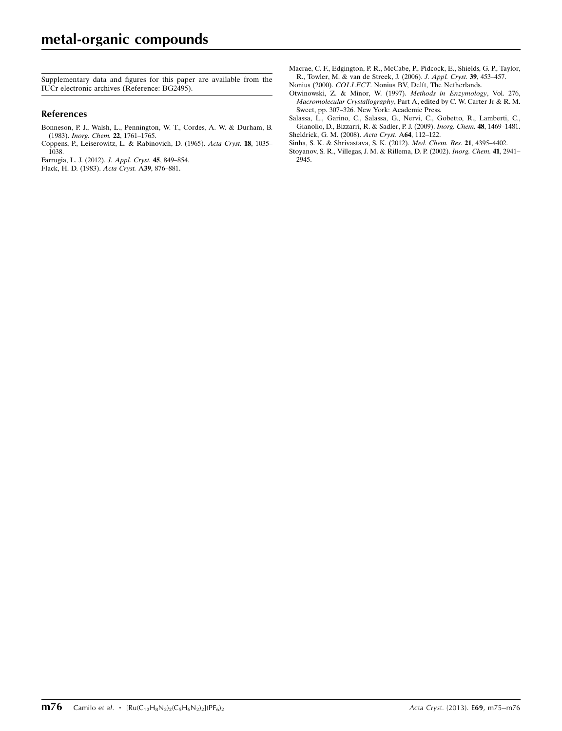Supplementary data and figures for this paper are available from the IUCr electronic archives (Reference: BG2495).

## References

Bonneson, P. J., Walsh, L., Pennington, W. T., Cordes, A. W. & Durham, B. (1983). *Inorg. Chem.* **22**, 1761–1765.

Coppens, P., Leiserowitz, L. & Rabinovich, D. (1965). *Acta Cryst.* **18**, 1035–1038.

Farrugia, L. J. (2012). *J. Appl. Cryst.* **45**, 849–854.

Flack, H. D. (1983). *Acta Cryst.* A**39**, 876–881.

Macrae, C. F., Edgington, P. R., McCabe, P., Pidcock, E., Shields, G. P., Taylor, R., Towler, M. & van de Streek, J. (2006). *J. Appl. Cryst.* **39**, 453–457.

Nonius (2000). *COLLECT*. Nonius BV, Delft, The Netherlands.

Otwinowski, Z. & Minor, W. (1997). *Methods in Enzymology*, Vol. 276, *Macromolecular Crystallography*, Part A, edited by C. W. Carter Jr & R. M. Sweet, pp. 307–326. New York: Academic Press.

Salassa, L., Garino, C., Salassa, G., Nervi, C., Gobetto, R., Lamberti, C., Gianolio, D., Bizzarri, R. & Sadler, P. J. (2009). *Inorg. Chem.* **48**, 1469–1481.

Sheldrick, G. M. (2008). *Acta Cryst.* A**64**, 112–122.

Sinha, S. K. & Shrivastava, S. K. (2012). *Med. Chem. Res.* **21**, 4395–4402.

Stoyanov, S. R., Villegas, J. M. & Rillema, D. P. (2002). *Inorg. Chem.* **41**, 2941–2945.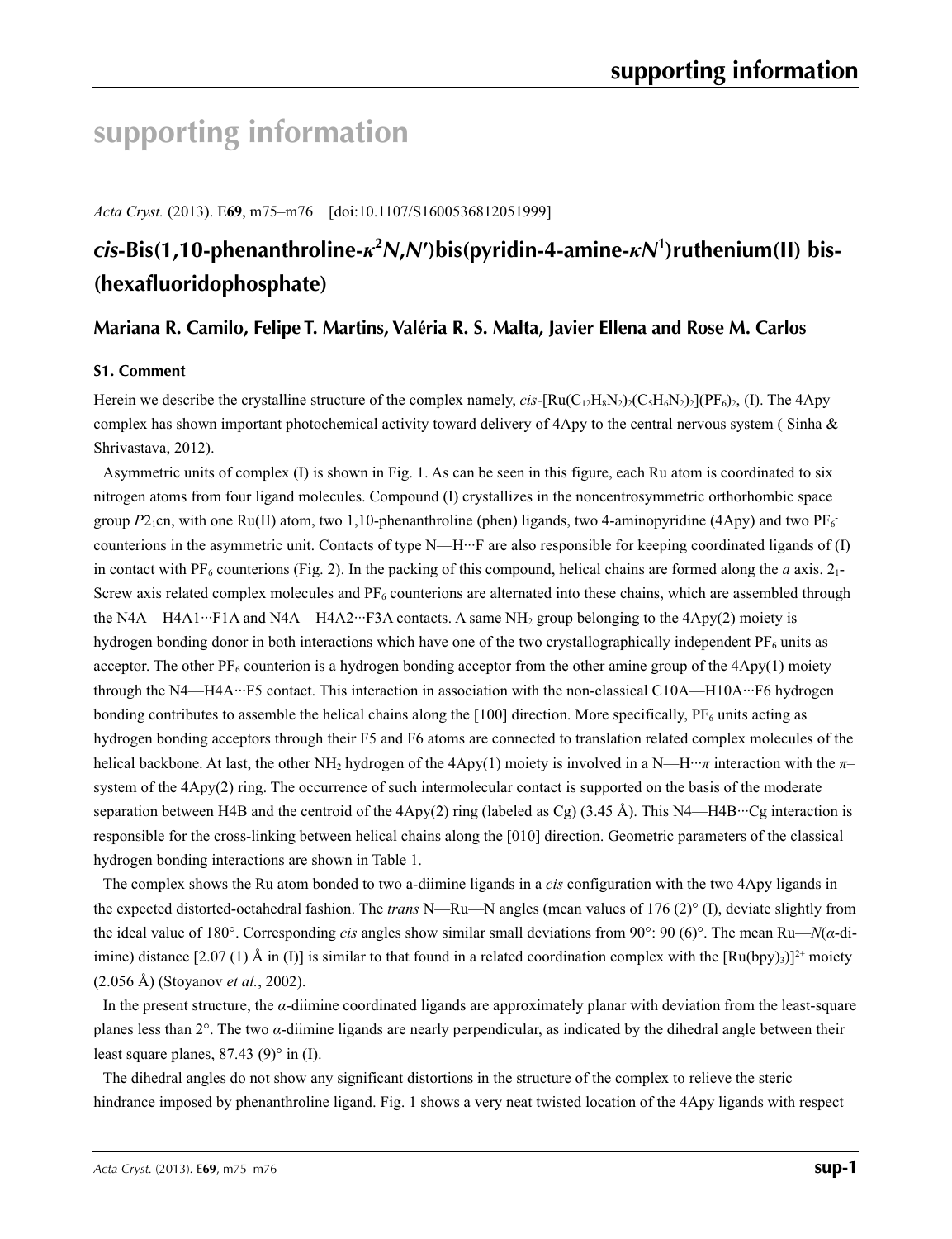# supporting information

*Acta Cryst.* (2013). E**69**, m75–m76 [doi:10.1107/S1600536812051999]

## *cis*-Bis(1,10-phenanthroline-$\kappa^2N,N'$)bis(pyridin-4-amine-$\kappa N^1$)ruthenium(II) bis-(hexafluoridophosphate)

**Mariana R. Camilo, Felipe T. Martins, Valéria R. S. Malta, Javier Ellena and Rose M. Carlos**

### S1. Comment

Herein we describe the crystalline structure of the complex namely, *cis*-$[Ru(C_{12}H_8N_2)_2(C_5H_6N_2)_2](PF_6)_2$, (I). The 4Apy complex has shown important photochemical activity toward delivery of 4Apy to the central nervous system ( Sinha & Shrivastava, 2012).

Asymmetric units of complex (I) is shown in Fig. 1. As can be seen in this figure, each Ru atom is coordinated to six nitrogen atoms from four ligand molecules. Compound (I) crystallizes in the noncentrosymmetric orthorhombic space group $P2_1$cn, with one Ru(II) atom, two 1,10-phenanthroline (phen) ligands, two 4-aminopyridine (4Apy) and two $PF_6^-$ counterions in the asymmetric unit. Contacts of type N—H···F are also responsible for keeping coordinated ligands of (I) in contact with $PF_6$ counterions (Fig. 2). In the packing of this compound, helical chains are formed along the *a* axis. $2_1$-Screw axis related complex molecules and $PF_6$ counterions are alternated into these chains, which are assembled through the N4A—H4A1···F1A and N4A—H4A2···F3A contacts. A same $NH_2$ group belonging to the 4Apy(2) moiety is hydrogen bonding donor in both interactions which have one of the two crystallographically independent $PF_6$ units as acceptor. The other $PF_6$ counterion is a hydrogen bonding acceptor from the other amine group of the 4Apy(1) moiety through the N4—H4A···F5 contact. This interaction in association with the non-classical C10A—H10A···F6 hydrogen bonding contributes to assemble the helical chains along the [100] direction. More specifically, $PF_6$ units acting as hydrogen bonding acceptors through their F5 and F6 atoms are connected to translation related complex molecules of the helical backbone. At last, the other $NH_2$ hydrogen of the 4Apy(1) moiety is involved in a N—H···*π* interaction with the *π*–system of the 4Apy(2) ring. The occurrence of such intermolecular contact is supported on the basis of the moderate separation between H4B and the centroid of the 4Apy(2) ring (labeled as Cg) (3.45 Å). This N4—H4B···Cg interaction is responsible for the cross-linking between helical chains along the [010] direction. Geometric parameters of the classical hydrogen bonding interactions are shown in Table 1.

The complex shows the Ru atom bonded to two a-diimine ligands in a *cis* configuration with the two 4Apy ligands in the expected distorted-octahedral fashion. The *trans* N—Ru—N angles (mean values of 176 (2)° (I), deviate slightly from the ideal value of 180°. Corresponding *cis* angles show similar small deviations from 90°: 90 (6)°. The mean Ru—*N*(*α*-di-imine) distance [2.07 (1) Å in (I)] is similar to that found in a related coordination complex with the $[Ru(bpy)_3)]^{2+}$ moiety (2.056 Å) (Stoyanov *et al.*, 2002).

In the present structure, the *α*-diimine coordinated ligands are approximately planar with deviation from the least-square planes less than 2°. The two *α*-diimine ligands are nearly perpendicular, as indicated by the dihedral angle between their least square planes, 87.43 (9)° in (I).

The dihedral angles do not show any significant distortions in the structure of the complex to relieve the steric hindrance imposed by phenanthroline ligand. Fig. 1 shows a very neat twisted location of the 4Apy ligands with respect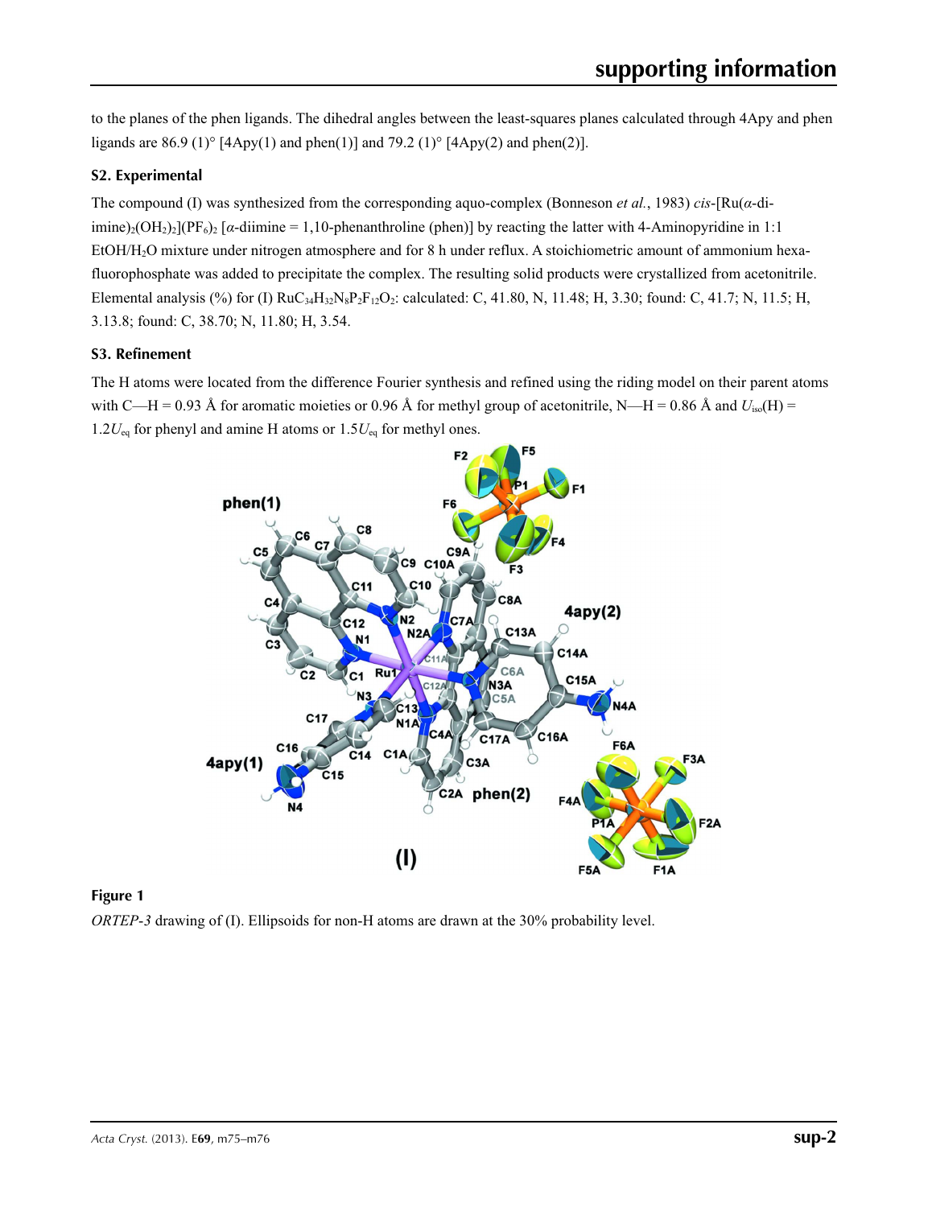to the planes of the phen ligands. The dihedral angles between the least-squares planes calculated through 4Apy and phen ligands are 86.9 (1)° [4Apy(1) and phen(1)] and 79.2 (1)° [4Apy(2) and phen(2)].

### S2. Experimental

The compound (I) was synthesized from the corresponding aquo-complex (Bonneson *et al.*, 1983) *cis*-[Ru(*α*-diimine)$_2$(OH$_2$)$_2$](PF$_6$)$_2$ [*α*-diimine = 1,10-phenanthroline (phen)] by reacting the latter with 4-Aminopyridine in 1:1 EtOH/H$_2$O mixture under nitrogen atmosphere and for 8 h under reflux. A stoichiometric amount of ammonium hexafluorophosphate was added to precipitate the complex. The resulting solid products were crystallized from acetonitrile. Elemental analysis (%) for (I) RuC$_{34}$H$_{32}$N$_8$P$_2$F$_{12}$O$_2$: calculated: C, 41.80, N, 11.48; H, 3.30; found: C, 41.7; N, 11.5; H, 3.13.8; found: C, 38.70; N, 11.80; H, 3.54.

### S3. Refinement

The H atoms were located from the difference Fourier synthesis and refined using the riding model on their parent atoms with C—H = 0.93 Å for aromatic moieties or 0.96 Å for methyl group of acetonitrile, N—H = 0.86 Å and $U_{iso}$(H) = 1.2$U_{eq}$ for phenyl and amine H atoms or 1.5$U_{eq}$ for methyl ones.

**Figure 1**

*ORTEP-3* drawing of (I). Ellipsoids for non-H atoms are drawn at the 30% probability level.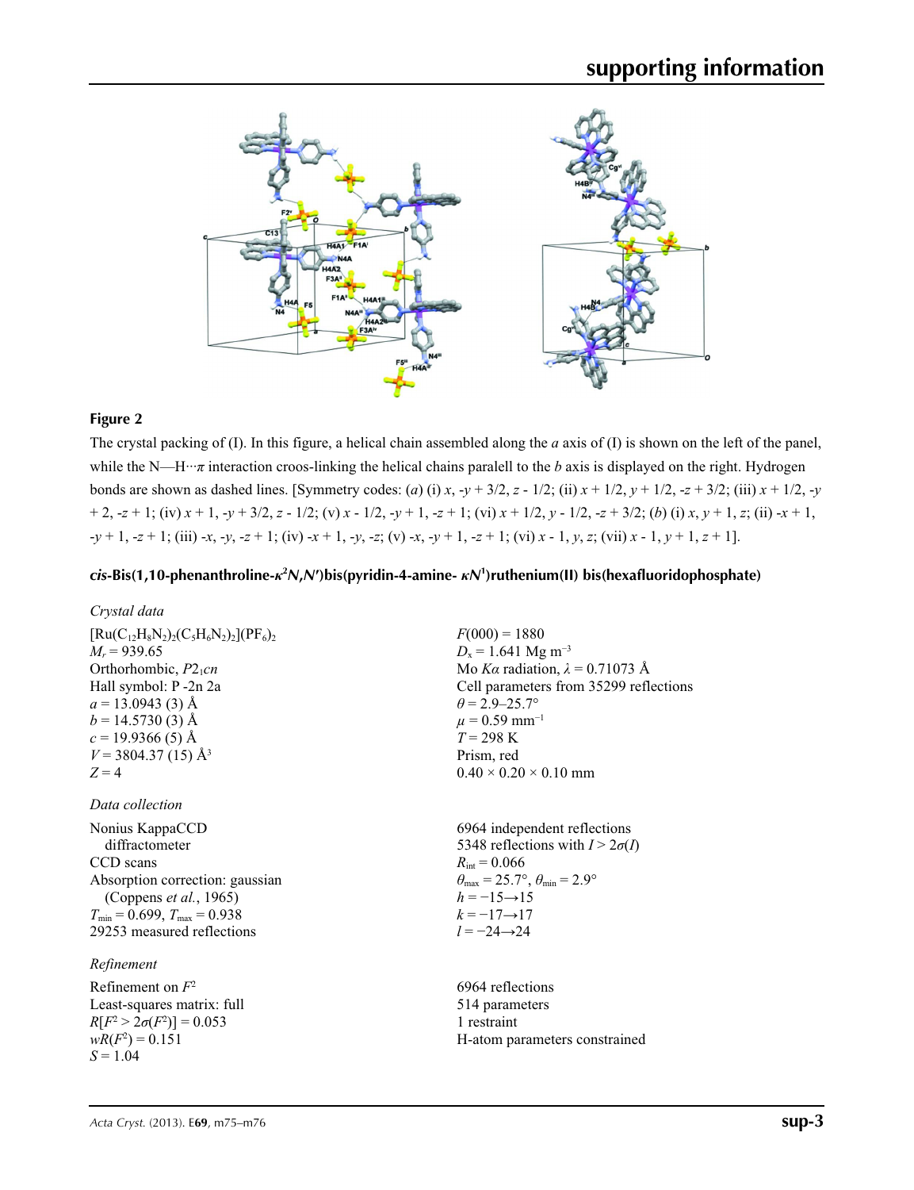**Figure 2**

The crystal packing of (I). In this figure, a helical chain assembled along the *a* axis of (I) is shown on the left of the panel, while the N—H···π interaction croos-linking the helical chains paralell to the *b* axis is displayed on the right. Hydrogen bonds are shown as dashed lines. [Symmetry codes: (*a*) (i) *x*, -*y* + 3/2, *z* - 1/2; (ii) *x* + 1/2, *y* + 1/2, -*z* + 3/2; (iii) *x* + 1/2, -*y* + 2, -*z* + 1; (iv) *x* + 1, -*y* + 3/2, *z* - 1/2; (v) *x* - 1/2, -*y* + 1, -*z* + 1; (vi) *x* + 1/2, *y* - 1/2, -*z* + 3/2; (*b*) (i) *x*, *y* + 1, *z*; (ii) -*x* + 1, -*y* + 1, -*z* + 1; (iii) -*x*, -*y*, -*z* + 1; (iv) -*x* + 1, -*y*, -*z*; (v) -*x*, -*y* + 1, -*z* + 1; (vi) *x* - 1, *y*, *z*; (vii) *x* - 1, *y* + 1, *z* + 1].

## *cis*-Bis(1,10-phenanthroline-$\kappa^2N,N'$)bis(pyridin-4-amine- $\kappa N^1$)ruthenium(II) bis(hexafluoridophosphate)

### *Crystal data*

$[Ru(C_{12}H_8N_2)_2(C_5H_6N_2)_2](PF_6)_2$
$M_r = 939.65$
Orthorhombic, $P2_1cn$
Hall symbol: P -2n 2a
$a = 13.0943$ (3) Å
$b = 14.5730$ (3) Å
$c = 19.9366$ (5) Å
$V = 3804.37$ (15) Å$^3$
$Z = 4$
$F(000) = 1880$
$D_x = 1.641$ Mg m$^{-3}$
Mo $K\alpha$ radiation, $\lambda = 0.71073$ Å
Cell parameters from 35299 reflections
$\theta = 2.9$–$25.7°$
$\mu = 0.59$ mm$^{-1}$
$T = 298$ K
Prism, red
0.40 × 0.20 × 0.10 mm

### *Data collection*

Nonius KappaCCD diffractometer
CCD scans
Absorption correction: gaussian (Coppens *et al.*, 1965)
$T_{min} = 0.699$, $T_{max} = 0.938$
29253 measured reflections
6964 independent reflections
5348 reflections with $I > 2\sigma(I)$
$R_{int} = 0.066$
$\theta_{max} = 25.7°$, $\theta_{min} = 2.9°$
$h = -15 \rightarrow 15$
$k = -17 \rightarrow 17$
$l = -24 \rightarrow 24$

### *Refinement*

Refinement on $F^2$
Least-squares matrix: full
$R[F^2 > 2\sigma(F^2)] = 0.053$
$wR(F^2) = 0.151$
$S = 1.04$
6964 reflections
514 parameters
1 restraint
H-atom parameters constrained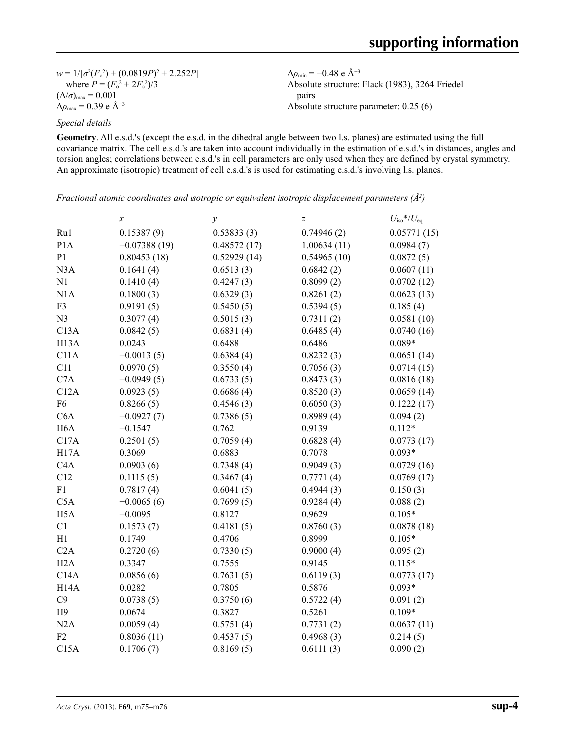$w = 1/[\sigma^2(F_o^2) + (0.0819P)^2 + 2.252P]$
where $P = (F_o^2 + 2F_c^2)/3$
$(\Delta/\sigma)_{max} = 0.001$
$\Delta\rho_{max} = 0.39$ e Å$^{-3}$

$\Delta\rho_{min} = -0.48$ e Å$^{-3}$
Absolute structure: Flack (1983), 3264 Friedel pairs
Absolute structure parameter: 0.25 (6)

*Special details*

**Geometry**. All e.s.d.'s (except the e.s.d. in the dihedral angle between two l.s. planes) are estimated using the full covariance matrix. The cell e.s.d.'s are taken into account individually in the estimation of e.s.d.'s in distances, angles and torsion angles; correlations between e.s.d.'s in cell parameters are only used when they are defined by crystal symmetry. An approximate (isotropic) treatment of cell e.s.d.'s is used for estimating e.s.d.'s involving l.s. planes.

*Fractional atomic coordinates and isotropic or equivalent isotropic displacement parameters (Å$^2$)*

| | $x$ | $y$ | $z$ | $U_{iso}$\*/$U_{eq}$ |
|---|---|---|---|---|
| Ru1 | 0.15387 (9) | 0.53833 (3) | 0.74946 (2) | 0.05771 (15) |
| P1A | −0.07388 (19) | 0.48572 (17) | 1.00634 (11) | 0.0984 (7) |
| P1 | 0.80453 (18) | 0.52929 (14) | 0.54965 (10) | 0.0872 (5) |
| N3A | 0.1641 (4) | 0.6513 (3) | 0.6842 (2) | 0.0607 (11) |
| N1 | 0.1410 (4) | 0.4247 (3) | 0.8099 (2) | 0.0702 (12) |
| N1A | 0.1800 (3) | 0.6329 (3) | 0.8261 (2) | 0.0623 (13) |
| F3 | 0.9191 (5) | 0.5450 (5) | 0.5394 (5) | 0.185 (4) |
| N3 | 0.3077 (4) | 0.5015 (3) | 0.7311 (2) | 0.0581 (10) |
| C13A | 0.0842 (5) | 0.6831 (4) | 0.6485 (4) | 0.0740 (16) |
| H13A | 0.0243 | 0.6488 | 0.6486 | 0.089\* |
| C11A | −0.0013 (5) | 0.6384 (4) | 0.8232 (3) | 0.0651 (14) |
| C11 | 0.0970 (5) | 0.3550 (4) | 0.7056 (3) | 0.0714 (15) |
| C7A | −0.0949 (5) | 0.6733 (5) | 0.8473 (3) | 0.0816 (18) |
| C12A | 0.0923 (5) | 0.6686 (4) | 0.8520 (3) | 0.0659 (14) |
| F6 | 0.8266 (5) | 0.4546 (3) | 0.6050 (3) | 0.1222 (17) |
| C6A | −0.0927 (7) | 0.7386 (5) | 0.8989 (4) | 0.094 (2) |
| H6A | −0.1547 | 0.762 | 0.9139 | 0.112\* |
| C17A | 0.2501 (5) | 0.7059 (4) | 0.6828 (4) | 0.0773 (17) |
| H17A | 0.3069 | 0.6883 | 0.7078 | 0.093\* |
| C4A | 0.0903 (6) | 0.7348 (4) | 0.9049 (3) | 0.0729 (16) |
| C12 | 0.1115 (5) | 0.3467 (4) | 0.7771 (4) | 0.0769 (17) |
| F1 | 0.7817 (4) | 0.6041 (5) | 0.4944 (3) | 0.150 (3) |
| C5A | −0.0065 (6) | 0.7699 (5) | 0.9284 (4) | 0.088 (2) |
| H5A | −0.0095 | 0.8127 | 0.9629 | 0.105\* |
| C1 | 0.1573 (7) | 0.4181 (5) | 0.8760 (3) | 0.0878 (18) |
| H1 | 0.1749 | 0.4706 | 0.8999 | 0.105\* |
| C2A | 0.2720 (6) | 0.7330 (5) | 0.9000 (4) | 0.095 (2) |
| H2A | 0.3347 | 0.7555 | 0.9145 | 0.115\* |
| C14A | 0.0856 (6) | 0.7631 (5) | 0.6119 (3) | 0.0773 (17) |
| H14A | 0.0282 | 0.7805 | 0.5876 | 0.093\* |
| C9 | 0.0738 (5) | 0.3750 (6) | 0.5722 (4) | 0.091 (2) |
| H9 | 0.0674 | 0.3827 | 0.5261 | 0.109\* |
| N2A | 0.0059 (4) | 0.5751 (4) | 0.7731 (2) | 0.0637 (11) |
| F2 | 0.8036 (11) | 0.4537 (5) | 0.4968 (3) | 0.214 (5) |
| C15A | 0.1706 (7) | 0.8169 (5) | 0.6111 (3) | 0.090 (2) |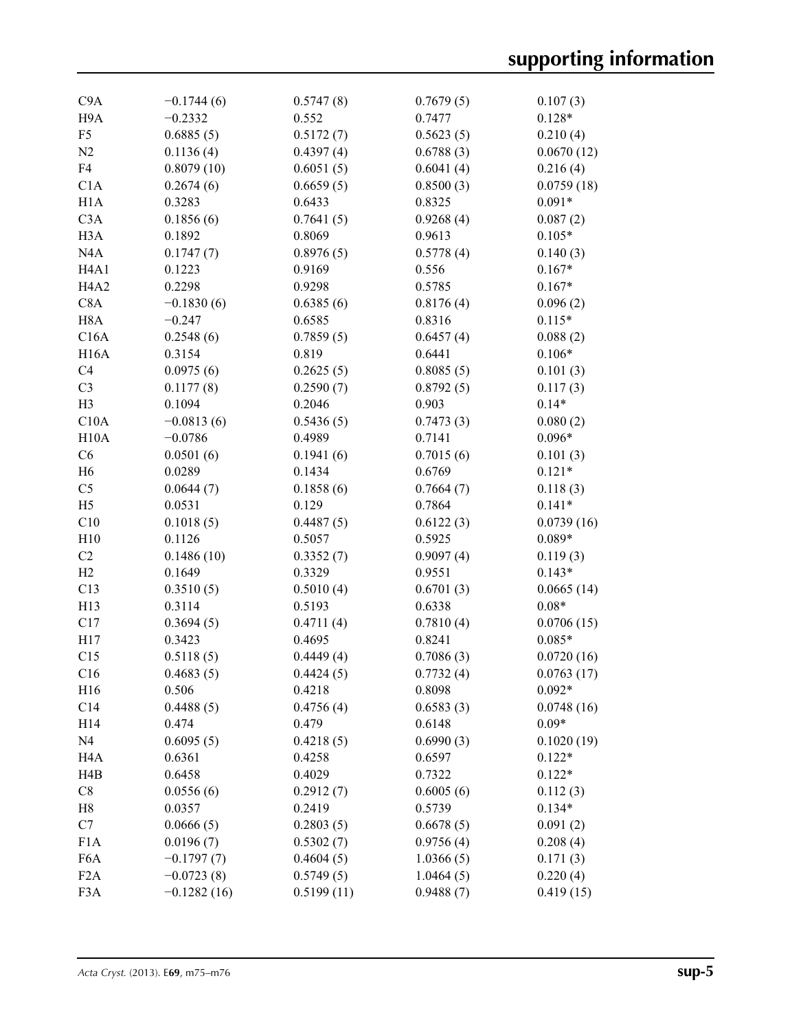| | | | | |
|---|---|---|---|---|
| C9A | −0.1744 (6) | 0.5747 (8) | 0.7679 (5) | 0.107 (3) |
| H9A | −0.2332 | 0.552 | 0.7477 | 0.128* |
| F5 | 0.6885 (5) | 0.5172 (7) | 0.5623 (5) | 0.210 (4) |
| N2 | 0.1136 (4) | 0.4397 (4) | 0.6788 (3) | 0.0670 (12) |
| F4 | 0.8079 (10) | 0.6051 (5) | 0.6041 (4) | 0.216 (4) |
| C1A | 0.2674 (6) | 0.6659 (5) | 0.8500 (3) | 0.0759 (18) |
| H1A | 0.3283 | 0.6433 | 0.8325 | 0.091* |
| C3A | 0.1856 (6) | 0.7641 (5) | 0.9268 (4) | 0.087 (2) |
| H3A | 0.1892 | 0.8069 | 0.9613 | 0.105* |
| N4A | 0.1747 (7) | 0.8976 (5) | 0.5778 (4) | 0.140 (3) |
| H4A1 | 0.1223 | 0.9169 | 0.556 | 0.167* |
| H4A2 | 0.2298 | 0.9298 | 0.5785 | 0.167* |
| C8A | −0.1830 (6) | 0.6385 (6) | 0.8176 (4) | 0.096 (2) |
| H8A | −0.247 | 0.6585 | 0.8316 | 0.115* |
| C16A | 0.2548 (6) | 0.7859 (5) | 0.6457 (4) | 0.088 (2) |
| H16A | 0.3154 | 0.819 | 0.6441 | 0.106* |
| C4 | 0.0975 (6) | 0.2625 (5) | 0.8085 (5) | 0.101 (3) |
| C3 | 0.1177 (8) | 0.2590 (7) | 0.8792 (5) | 0.117 (3) |
| H3 | 0.1094 | 0.2046 | 0.903 | 0.14* |
| C10A | −0.0813 (6) | 0.5436 (5) | 0.7473 (3) | 0.080 (2) |
| H10A | −0.0786 | 0.4989 | 0.7141 | 0.096* |
| C6 | 0.0501 (6) | 0.1941 (6) | 0.7015 (6) | 0.101 (3) |
| H6 | 0.0289 | 0.1434 | 0.6769 | 0.121* |
| C5 | 0.0644 (7) | 0.1858 (6) | 0.7664 (7) | 0.118 (3) |
| H5 | 0.0531 | 0.129 | 0.7864 | 0.141* |
| C10 | 0.1018 (5) | 0.4487 (5) | 0.6122 (3) | 0.0739 (16) |
| H10 | 0.1126 | 0.5057 | 0.5925 | 0.089* |
| C2 | 0.1486 (10) | 0.3352 (7) | 0.9097 (4) | 0.119 (3) |
| H2 | 0.1649 | 0.3329 | 0.9551 | 0.143* |
| C13 | 0.3510 (5) | 0.5010 (4) | 0.6701 (3) | 0.0665 (14) |
| H13 | 0.3114 | 0.5193 | 0.6338 | 0.08* |
| C17 | 0.3694 (5) | 0.4711 (4) | 0.7810 (4) | 0.0706 (15) |
| H17 | 0.3423 | 0.4695 | 0.8241 | 0.085* |
| C15 | 0.5118 (5) | 0.4449 (4) | 0.7086 (3) | 0.0720 (16) |
| C16 | 0.4683 (5) | 0.4424 (5) | 0.7732 (4) | 0.0763 (17) |
| H16 | 0.506 | 0.4218 | 0.8098 | 0.092* |
| C14 | 0.4488 (5) | 0.4756 (4) | 0.6583 (3) | 0.0748 (16) |
| H14 | 0.474 | 0.479 | 0.6148 | 0.09* |
| N4 | 0.6095 (5) | 0.4218 (5) | 0.6990 (3) | 0.1020 (19) |
| H4A | 0.6361 | 0.4258 | 0.6597 | 0.122* |
| H4B | 0.6458 | 0.4029 | 0.7322 | 0.122* |
| C8 | 0.0556 (6) | 0.2912 (7) | 0.6005 (6) | 0.112 (3) |
| H8 | 0.0357 | 0.2419 | 0.5739 | 0.134* |
| C7 | 0.0666 (5) | 0.2803 (5) | 0.6678 (5) | 0.091 (2) |
| F1A | 0.0196 (7) | 0.5302 (7) | 0.9756 (4) | 0.208 (4) |
| F6A | −0.1797 (7) | 0.4604 (5) | 1.0366 (5) | 0.171 (3) |
| F2A | −0.0723 (8) | 0.5749 (5) | 1.0464 (5) | 0.220 (4) |
| F3A | −0.1282 (16) | 0.5199 (11) | 0.9488 (7) | 0.419 (15) |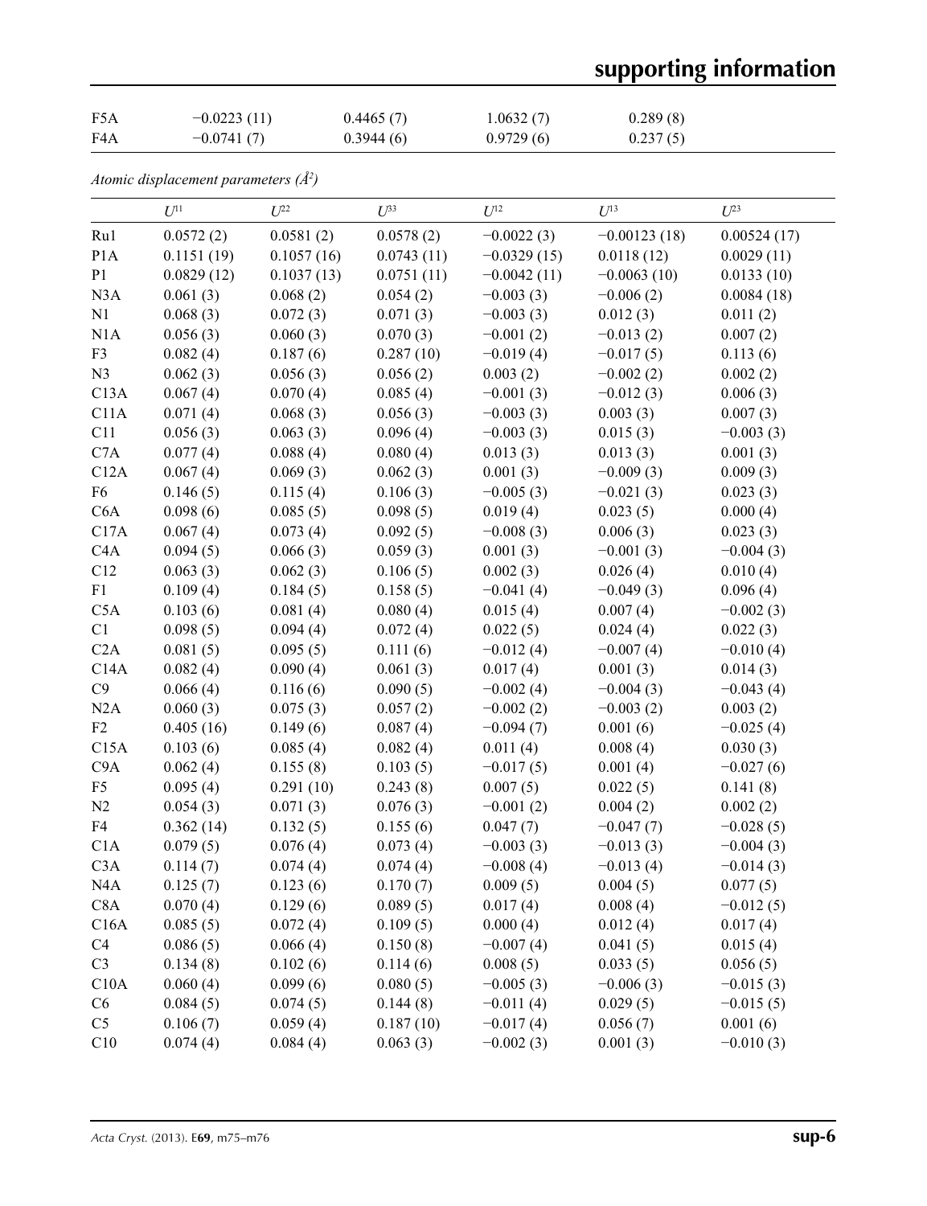| F5A | −0.0223 (11) | 0.4465 (7) | 1.0632 (7) | 0.289 (8) |
|---|---|---|---|---|
| F4A | −0.0741 (7) | 0.3944 (6) | 0.9729 (6) | 0.237 (5) |

*Atomic displacement parameters (Å²)*

| | $U^{11}$ | $U^{22}$ | $U^{33}$ | $U^{12}$ | $U^{13}$ | $U^{23}$ |
|---|---|---|---|---|---|---|
| Ru1 | 0.0572 (2) | 0.0581 (2) | 0.0578 (2) | −0.0022 (3) | −0.00123 (18) | 0.00524 (17) |
| P1A | 0.1151 (19) | 0.1057 (16) | 0.0743 (11) | −0.0329 (15) | 0.0118 (12) | 0.0029 (11) |
| P1 | 0.0829 (12) | 0.1037 (13) | 0.0751 (11) | −0.0042 (11) | −0.0063 (10) | 0.0133 (10) |
| N3A | 0.061 (3) | 0.068 (2) | 0.054 (2) | −0.003 (3) | −0.006 (2) | 0.0084 (18) |
| N1 | 0.068 (3) | 0.072 (3) | 0.071 (3) | −0.003 (3) | 0.012 (3) | 0.011 (2) |
| N1A | 0.056 (3) | 0.060 (3) | 0.070 (3) | −0.001 (2) | −0.013 (2) | 0.007 (2) |
| F3 | 0.082 (4) | 0.187 (6) | 0.287 (10) | −0.019 (4) | −0.017 (5) | 0.113 (6) |
| N3 | 0.062 (3) | 0.056 (3) | 0.056 (2) | 0.003 (2) | −0.002 (2) | 0.002 (2) |
| C13A | 0.067 (4) | 0.070 (4) | 0.085 (4) | −0.001 (3) | −0.012 (3) | 0.006 (3) |
| C11A | 0.071 (4) | 0.068 (3) | 0.056 (3) | −0.003 (3) | 0.003 (3) | 0.007 (3) |
| C11 | 0.056 (3) | 0.063 (3) | 0.096 (4) | −0.003 (3) | 0.015 (3) | −0.003 (3) |
| C7A | 0.077 (4) | 0.088 (4) | 0.080 (4) | 0.013 (3) | 0.013 (3) | 0.001 (3) |
| C12A | 0.067 (4) | 0.069 (3) | 0.062 (3) | 0.001 (3) | −0.009 (3) | 0.009 (3) |
| F6 | 0.146 (5) | 0.115 (4) | 0.106 (3) | −0.005 (3) | −0.021 (3) | 0.023 (3) |
| C6A | 0.098 (6) | 0.085 (5) | 0.098 (5) | 0.019 (4) | 0.023 (5) | 0.000 (4) |
| C17A | 0.067 (4) | 0.073 (4) | 0.092 (5) | −0.008 (3) | 0.006 (3) | 0.023 (3) |
| C4A | 0.094 (5) | 0.066 (3) | 0.059 (3) | 0.001 (3) | −0.001 (3) | −0.004 (3) |
| C12 | 0.063 (3) | 0.062 (3) | 0.106 (5) | 0.002 (3) | 0.026 (4) | 0.010 (4) |
| F1 | 0.109 (4) | 0.184 (5) | 0.158 (5) | −0.041 (4) | −0.049 (3) | 0.096 (4) |
| C5A | 0.103 (6) | 0.081 (4) | 0.080 (4) | 0.015 (4) | 0.007 (4) | −0.002 (3) |
| C1 | 0.098 (5) | 0.094 (4) | 0.072 (4) | 0.022 (5) | 0.024 (4) | 0.022 (3) |
| C2A | 0.081 (5) | 0.095 (5) | 0.111 (6) | −0.012 (4) | −0.007 (4) | −0.010 (4) |
| C14A | 0.082 (4) | 0.090 (4) | 0.061 (3) | 0.017 (4) | 0.001 (3) | 0.014 (3) |
| C9 | 0.066 (4) | 0.116 (6) | 0.090 (5) | −0.002 (4) | −0.004 (3) | −0.043 (4) |
| N2A | 0.060 (3) | 0.075 (3) | 0.057 (2) | −0.002 (2) | −0.003 (2) | 0.003 (2) |
| F2 | 0.405 (16) | 0.149 (6) | 0.087 (4) | −0.094 (7) | 0.001 (6) | −0.025 (4) |
| C15A | 0.103 (6) | 0.085 (4) | 0.082 (4) | 0.011 (4) | 0.008 (4) | 0.030 (3) |
| C9A | 0.062 (4) | 0.155 (8) | 0.103 (5) | −0.017 (5) | 0.001 (4) | −0.027 (6) |
| F5 | 0.095 (4) | 0.291 (10) | 0.243 (8) | 0.007 (5) | 0.022 (5) | 0.141 (8) |
| N2 | 0.054 (3) | 0.071 (3) | 0.076 (3) | −0.001 (2) | 0.004 (2) | 0.002 (2) |
| F4 | 0.362 (14) | 0.132 (5) | 0.155 (6) | 0.047 (7) | −0.047 (7) | −0.028 (5) |
| C1A | 0.079 (5) | 0.076 (4) | 0.073 (4) | −0.003 (3) | −0.013 (3) | −0.004 (3) |
| C3A | 0.114 (7) | 0.074 (4) | 0.074 (4) | −0.008 (4) | −0.013 (4) | −0.014 (3) |
| N4A | 0.125 (7) | 0.123 (6) | 0.170 (7) | 0.009 (5) | 0.004 (5) | 0.077 (5) |
| C8A | 0.070 (4) | 0.129 (6) | 0.089 (5) | 0.017 (4) | 0.008 (4) | −0.012 (5) |
| C16A | 0.085 (5) | 0.072 (4) | 0.109 (5) | 0.000 (4) | 0.012 (4) | 0.017 (4) |
| C4 | 0.086 (5) | 0.066 (4) | 0.150 (8) | −0.007 (4) | 0.041 (5) | 0.015 (4) |
| C3 | 0.134 (8) | 0.102 (6) | 0.114 (6) | 0.008 (5) | 0.033 (5) | 0.056 (5) |
| C10A | 0.060 (4) | 0.099 (6) | 0.080 (5) | −0.005 (3) | −0.006 (3) | −0.015 (3) |
| C6 | 0.084 (5) | 0.074 (5) | 0.144 (8) | −0.011 (4) | 0.029 (5) | −0.015 (5) |
| C5 | 0.106 (7) | 0.059 (4) | 0.187 (10) | −0.017 (4) | 0.056 (7) | 0.001 (6) |
| C10 | 0.074 (4) | 0.084 (4) | 0.063 (3) | −0.002 (3) | 0.001 (3) | −0.010 (3) |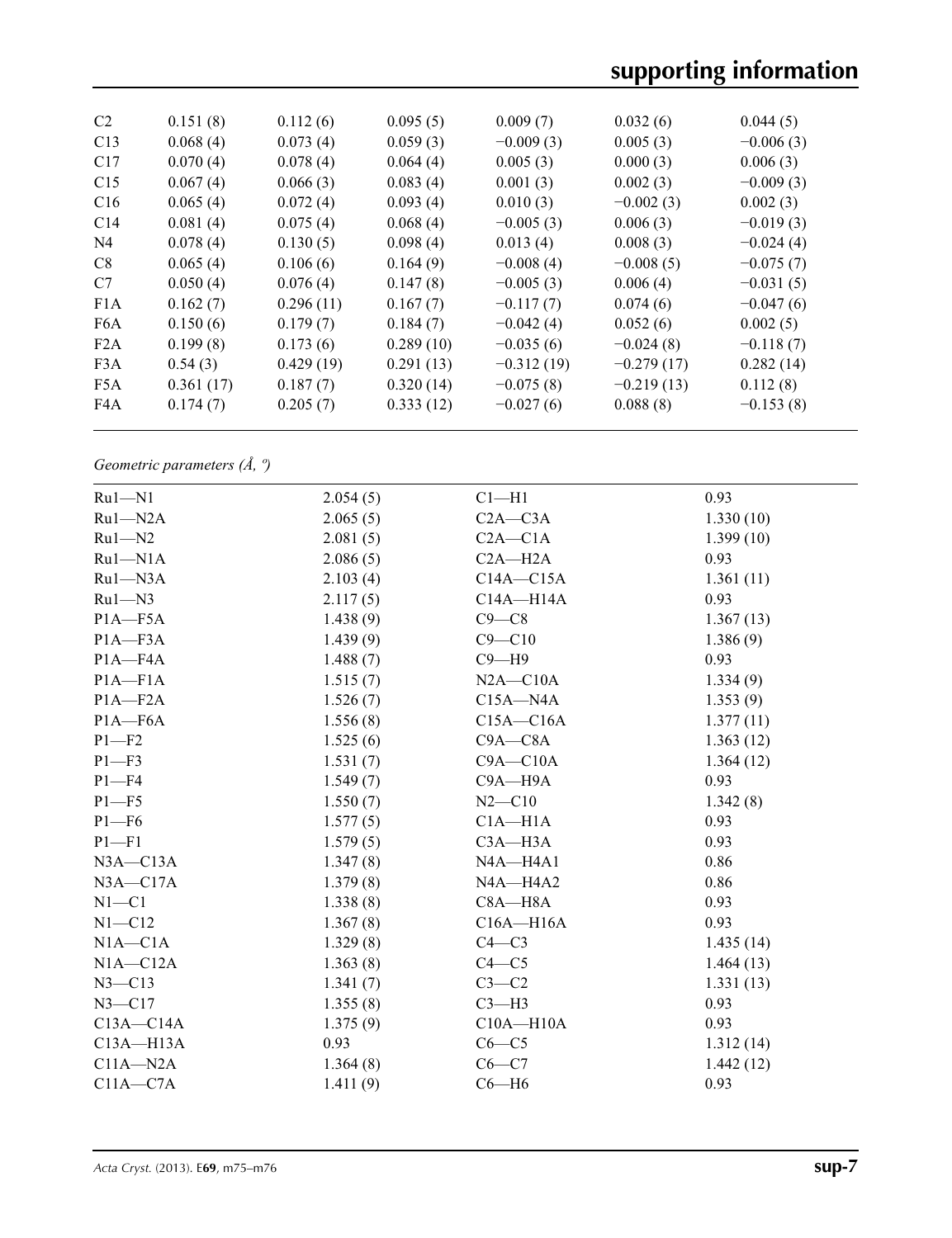| | | | | | | |
|---|---|---|---|---|---|---|
| C2 | 0.151 (8) | 0.112 (6) | 0.095 (5) | 0.009 (7) | 0.032 (6) | 0.044 (5) |
| C13 | 0.068 (4) | 0.073 (4) | 0.059 (3) | −0.009 (3) | 0.005 (3) | −0.006 (3) |
| C17 | 0.070 (4) | 0.078 (4) | 0.064 (4) | 0.005 (3) | 0.000 (3) | 0.006 (3) |
| C15 | 0.067 (4) | 0.066 (3) | 0.083 (4) | 0.001 (3) | 0.002 (3) | −0.009 (3) |
| C16 | 0.065 (4) | 0.072 (4) | 0.093 (4) | 0.010 (3) | −0.002 (3) | 0.002 (3) |
| C14 | 0.081 (4) | 0.075 (4) | 0.068 (4) | −0.005 (3) | 0.006 (3) | −0.019 (3) |
| N4 | 0.078 (4) | 0.130 (5) | 0.098 (4) | 0.013 (4) | 0.008 (3) | −0.024 (4) |
| C8 | 0.065 (4) | 0.106 (6) | 0.164 (9) | −0.008 (4) | −0.008 (5) | −0.075 (7) |
| C7 | 0.050 (4) | 0.076 (4) | 0.147 (8) | −0.005 (3) | 0.006 (4) | −0.031 (5) |
| F1A | 0.162 (7) | 0.296 (11) | 0.167 (7) | −0.117 (7) | 0.074 (6) | −0.047 (6) |
| F6A | 0.150 (6) | 0.179 (7) | 0.184 (7) | −0.042 (4) | 0.052 (6) | 0.002 (5) |
| F2A | 0.199 (8) | 0.173 (6) | 0.289 (10) | −0.035 (6) | −0.024 (8) | −0.118 (7) |
| F3A | 0.54 (3) | 0.429 (19) | 0.291 (13) | −0.312 (19) | −0.279 (17) | 0.282 (14) |
| F5A | 0.361 (17) | 0.187 (7) | 0.320 (14) | −0.075 (8) | −0.219 (13) | 0.112 (8) |
| F4A | 0.174 (7) | 0.205 (7) | 0.333 (12) | −0.027 (6) | 0.088 (8) | −0.153 (8) |

*Geometric parameters (Å, º)*

| | | | |
|---|---|---|---|
| Ru1—N1 | 2.054 (5) | C1—H1 | 0.93 |
| Ru1—N2A | 2.065 (5) | C2A—C3A | 1.330 (10) |
| Ru1—N2 | 2.081 (5) | C2A—C1A | 1.399 (10) |
| Ru1—N1A | 2.086 (5) | C2A—H2A | 0.93 |
| Ru1—N3A | 2.103 (4) | C14A—C15A | 1.361 (11) |
| Ru1—N3 | 2.117 (5) | C14A—H14A | 0.93 |
| P1A—F5A | 1.438 (9) | C9—C8 | 1.367 (13) |
| P1A—F3A | 1.439 (9) | C9—C10 | 1.386 (9) |
| P1A—F4A | 1.488 (7) | C9—H9 | 0.93 |
| P1A—F1A | 1.515 (7) | N2A—C10A | 1.334 (9) |
| P1A—F2A | 1.526 (7) | C15A—N4A | 1.353 (9) |
| P1A—F6A | 1.556 (8) | C15A—C16A | 1.377 (11) |
| P1—F2 | 1.525 (6) | C9A—C8A | 1.363 (12) |
| P1—F3 | 1.531 (7) | C9A—C10A | 1.364 (12) |
| P1—F4 | 1.549 (7) | C9A—H9A | 0.93 |
| P1—F5 | 1.550 (7) | N2—C10 | 1.342 (8) |
| P1—F6 | 1.577 (5) | C1A—H1A | 0.93 |
| P1—F1 | 1.579 (5) | C3A—H3A | 0.93 |
| N3A—C13A | 1.347 (8) | N4A—H4A1 | 0.86 |
| N3A—C17A | 1.379 (8) | N4A—H4A2 | 0.86 |
| N1—C1 | 1.338 (8) | C8A—H8A | 0.93 |
| N1—C12 | 1.367 (8) | C16A—H16A | 0.93 |
| N1A—C1A | 1.329 (8) | C4—C3 | 1.435 (14) |
| N1A—C12A | 1.363 (8) | C4—C5 | 1.464 (13) |
| N3—C13 | 1.341 (7) | C3—C2 | 1.331 (13) |
| N3—C17 | 1.355 (8) | C3—H3 | 0.93 |
| C13A—C14A | 1.375 (9) | C10A—H10A | 0.93 |
| C13A—H13A | 0.93 | C6—C5 | 1.312 (14) |
| C11A—N2A | 1.364 (8) | C6—C7 | 1.442 (12) |
| C11A—C7A | 1.411 (9) | C6—H6 | 0.93 |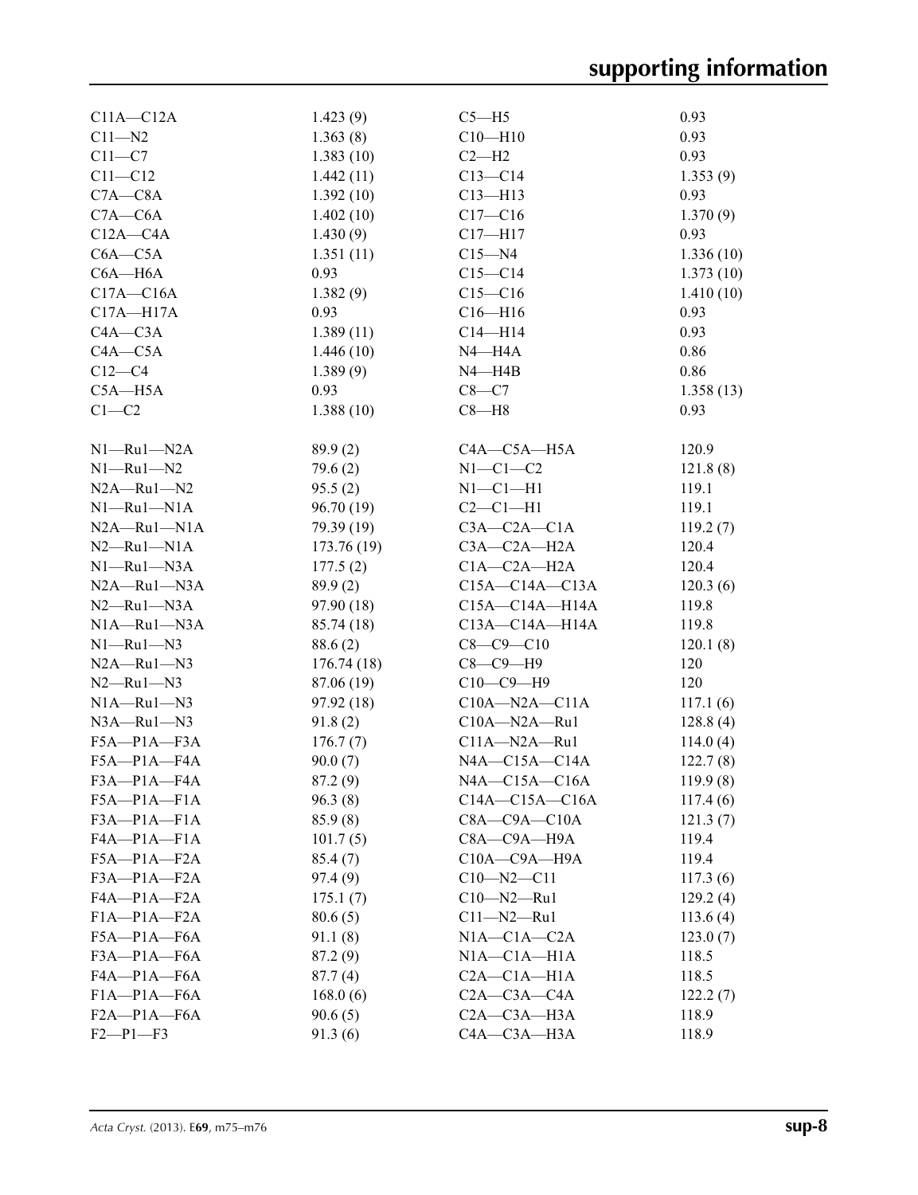| | | | |
|---|---|---|---|
| C11A—C12A | 1.423 (9) | C5—H5 | 0.93 |
| C11—N2 | 1.363 (8) | C10—H10 | 0.93 |
| C11—C7 | 1.383 (10) | C2—H2 | 0.93 |
| C11—C12 | 1.442 (11) | C13—C14 | 1.353 (9) |
| C7A—C8A | 1.392 (10) | C13—H13 | 0.93 |
| C7A—C6A | 1.402 (10) | C17—C16 | 1.370 (9) |
| C12A—C4A | 1.430 (9) | C17—H17 | 0.93 |
| C6A—C5A | 1.351 (11) | C15—N4 | 1.336 (10) |
| C6A—H6A | 0.93 | C15—C14 | 1.373 (10) |
| C17A—C16A | 1.382 (9) | C15—C16 | 1.410 (10) |
| C17A—H17A | 0.93 | C16—H16 | 0.93 |
| C4A—C3A | 1.389 (11) | C14—H14 | 0.93 |
| C4A—C5A | 1.446 (10) | N4—H4A | 0.86 |
| C12—C4 | 1.389 (9) | N4—H4B | 0.86 |
| C5A—H5A | 0.93 | C8—C7 | 1.358 (13) |
| C1—C2 | 1.388 (10) | C8—H8 | 0.93 |
| | | | |
| N1—Ru1—N2A | 89.9 (2) | C4A—C5A—H5A | 120.9 |
| N1—Ru1—N2 | 79.6 (2) | N1—C1—C2 | 121.8 (8) |
| N2A—Ru1—N2 | 95.5 (2) | N1—C1—H1 | 119.1 |
| N1—Ru1—N1A | 96.70 (19) | C2—C1—H1 | 119.1 |
| N2A—Ru1—N1A | 79.39 (19) | C3A—C2A—C1A | 119.2 (7) |
| N2—Ru1—N1A | 173.76 (19) | C3A—C2A—H2A | 120.4 |
| N1—Ru1—N3A | 177.5 (2) | C1A—C2A—H2A | 120.4 |
| N2A—Ru1—N3A | 89.9 (2) | C15A—C14A—C13A | 120.3 (6) |
| N2—Ru1—N3A | 97.90 (18) | C15A—C14A—H14A | 119.8 |
| N1A—Ru1—N3A | 85.74 (18) | C13A—C14A—H14A | 119.8 |
| N1—Ru1—N3 | 88.6 (2) | C8—C9—C10 | 120.1 (8) |
| N2A—Ru1—N3 | 176.74 (18) | C8—C9—H9 | 120 |
| N2—Ru1—N3 | 87.06 (19) | C10—C9—H9 | 120 |
| N1A—Ru1—N3 | 97.92 (18) | C10A—N2A—C11A | 117.1 (6) |
| N3A—Ru1—N3 | 91.8 (2) | C10A—N2A—Ru1 | 128.8 (4) |
| F5A—P1A—F3A | 176.7 (7) | C11A—N2A—Ru1 | 114.0 (4) |
| F5A—P1A—F4A | 90.0 (7) | N4A—C15A—C14A | 122.7 (8) |
| F3A—P1A—F4A | 87.2 (9) | N4A—C15A—C16A | 119.9 (8) |
| F5A—P1A—F1A | 96.3 (8) | C14A—C15A—C16A | 117.4 (6) |
| F3A—P1A—F1A | 85.9 (8) | C8A—C9A—C10A | 121.3 (7) |
| F4A—P1A—F1A | 101.7 (5) | C8A—C9A—H9A | 119.4 |
| F5A—P1A—F2A | 85.4 (7) | C10A—C9A—H9A | 119.4 |
| F3A—P1A—F2A | 97.4 (9) | C10—N2—C11 | 117.3 (6) |
| F4A—P1A—F2A | 175.1 (7) | C10—N2—Ru1 | 129.2 (4) |
| F1A—P1A—F2A | 80.6 (5) | C11—N2—Ru1 | 113.6 (4) |
| F5A—P1A—F6A | 91.1 (8) | N1A—C1A—C2A | 123.0 (7) |
| F3A—P1A—F6A | 87.2 (9) | N1A—C1A—H1A | 118.5 |
| F4A—P1A—F6A | 87.7 (4) | C2A—C1A—H1A | 118.5 |
| F1A—P1A—F6A | 168.0 (6) | C2A—C3A—C4A | 122.2 (7) |
| F2A—P1A—F6A | 90.6 (5) | C2A—C3A—H3A | 118.9 |
| F2—P1—F3 | 91.3 (6) | C4A—C3A—H3A | 118.9 |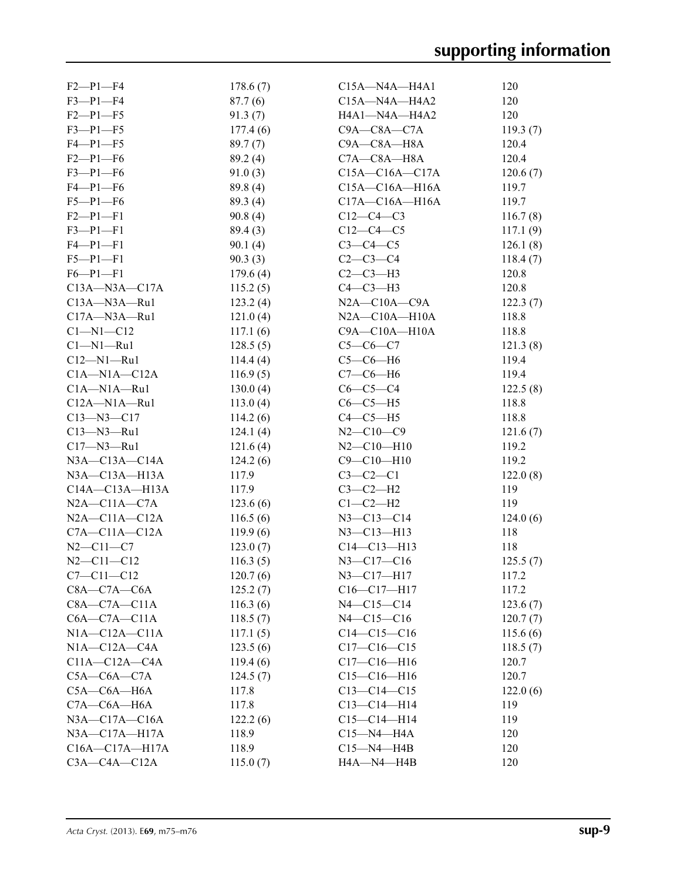| | | | |
|---|---|---|---|
| F2—P1—F4 | 178.6 (7) | C15A—N4A—H4A1 | 120 |
| F3—P1—F4 | 87.7 (6) | C15A—N4A—H4A2 | 120 |
| F2—P1—F5 | 91.3 (7) | H4A1—N4A—H4A2 | 120 |
| F3—P1—F5 | 177.4 (6) | C9A—C8A—C7A | 119.3 (7) |
| F4—P1—F5 | 89.7 (7) | C9A—C8A—H8A | 120.4 |
| F2—P1—F6 | 89.2 (4) | C7A—C8A—H8A | 120.4 |
| F3—P1—F6 | 91.0 (3) | C15A—C16A—C17A | 120.6 (7) |
| F4—P1—F6 | 89.8 (4) | C15A—C16A—H16A | 119.7 |
| F5—P1—F6 | 89.3 (4) | C17A—C16A—H16A | 119.7 |
| F2—P1—F1 | 90.8 (4) | C12—C4—C3 | 116.7 (8) |
| F3—P1—F1 | 89.4 (3) | C12—C4—C5 | 117.1 (9) |
| F4—P1—F1 | 90.1 (4) | C3—C4—C5 | 126.1 (8) |
| F5—P1—F1 | 90.3 (3) | C2—C3—C4 | 118.4 (7) |
| F6—P1—F1 | 179.6 (4) | C2—C3—H3 | 120.8 |
| C13A—N3A—C17A | 115.2 (5) | C4—C3—H3 | 120.8 |
| C13A—N3A—Ru1 | 123.2 (4) | N2A—C10A—C9A | 122.3 (7) |
| C17A—N3A—Ru1 | 121.0 (4) | N2A—C10A—H10A | 118.8 |
| C1—N1—C12 | 117.1 (6) | C9A—C10A—H10A | 118.8 |
| C1—N1—Ru1 | 128.5 (5) | C5—C6—C7 | 121.3 (8) |
| C12—N1—Ru1 | 114.4 (4) | C5—C6—H6 | 119.4 |
| C1A—N1A—C12A | 116.9 (5) | C7—C6—H6 | 119.4 |
| C1A—N1A—Ru1 | 130.0 (4) | C6—C5—C4 | 122.5 (8) |
| C12A—N1A—Ru1 | 113.0 (4) | C6—C5—H5 | 118.8 |
| C13—N3—C17 | 114.2 (6) | C4—C5—H5 | 118.8 |
| C13—N3—Ru1 | 124.1 (4) | N2—C10—C9 | 121.6 (7) |
| C17—N3—Ru1 | 121.6 (4) | N2—C10—H10 | 119.2 |
| N3A—C13A—C14A | 124.2 (6) | C9—C10—H10 | 119.2 |
| N3A—C13A—H13A | 117.9 | C3—C2—C1 | 122.0 (8) |
| C14A—C13A—H13A | 117.9 | C3—C2—H2 | 119 |
| N2A—C11A—C7A | 123.6 (6) | C1—C2—H2 | 119 |
| N2A—C11A—C12A | 116.5 (6) | N3—C13—C14 | 124.0 (6) |
| C7A—C11A—C12A | 119.9 (6) | N3—C13—H13 | 118 |
| N2—C11—C7 | 123.0 (7) | C14—C13—H13 | 118 |
| N2—C11—C12 | 116.3 (5) | N3—C17—C16 | 125.5 (7) |
| C7—C11—C12 | 120.7 (6) | N3—C17—H17 | 117.2 |
| C8A—C7A—C6A | 125.2 (7) | C16—C17—H17 | 117.2 |
| C8A—C7A—C11A | 116.3 (6) | N4—C15—C14 | 123.6 (7) |
| C6A—C7A—C11A | 118.5 (7) | N4—C15—C16 | 120.7 (7) |
| N1A—C12A—C11A | 117.1 (5) | C14—C15—C16 | 115.6 (6) |
| N1A—C12A—C4A | 123.5 (6) | C17—C16—C15 | 118.5 (7) |
| C11A—C12A—C4A | 119.4 (6) | C17—C16—H16 | 120.7 |
| C5A—C6A—C7A | 124.5 (7) | C15—C16—H16 | 120.7 |
| C5A—C6A—H6A | 117.8 | C13—C14—C15 | 122.0 (6) |
| C7A—C6A—H6A | 117.8 | C13—C14—H14 | 119 |
| N3A—C17A—C16A | 122.2 (6) | C15—C14—H14 | 119 |
| N3A—C17A—H17A | 118.9 | C15—N4—H4A | 120 |
| C16A—C17A—H17A | 118.9 | C15—N4—H4B | 120 |
| C3A—C4A—C12A | 115.0 (7) | H4A—N4—H4B | 120 |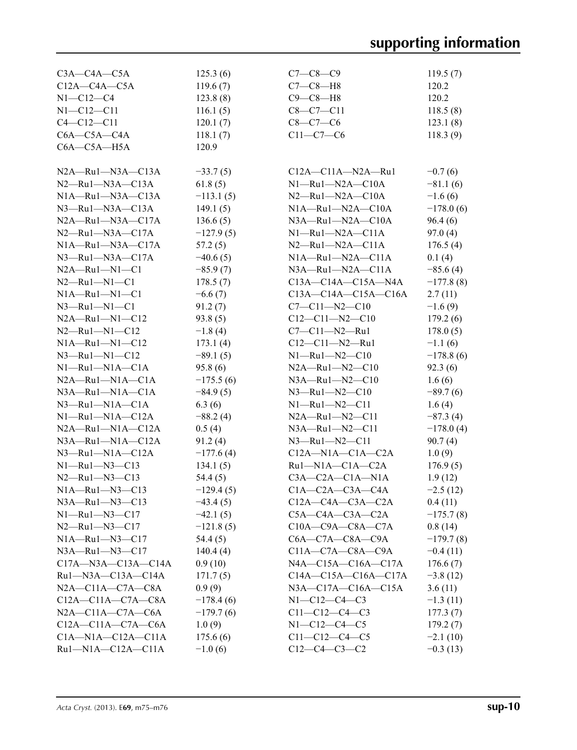| | | | |
|---|---|---|---|
| C3A—C4A—C5A | 125.3 (6) | C7—C8—C9 | 119.5 (7) |
| C12A—C4A—C5A | 119.6 (7) | C7—C8—H8 | 120.2 |
| N1—C12—C4 | 123.8 (8) | C9—C8—H8 | 120.2 |
| N1—C12—C11 | 116.1 (5) | C8—C7—C11 | 118.5 (8) |
| C4—C12—C11 | 120.1 (7) | C8—C7—C6 | 123.1 (8) |
| C6A—C5A—C4A | 118.1 (7) | C11—C7—C6 | 118.3 (9) |
| C6A—C5A—H5A | 120.9 | | |

| | | | |
|---|---|---|---|
| N2A—Ru1—N3A—C13A | −33.7 (5) | C12A—C11A—N2A—Ru1 | −0.7 (6) |
| N2—Ru1—N3A—C13A | 61.8 (5) | N1—Ru1—N2A—C10A | −81.1 (6) |
| N1A—Ru1—N3A—C13A | −113.1 (5) | N2—Ru1—N2A—C10A | −1.6 (6) |
| N3—Ru1—N3A—C13A | 149.1 (5) | N1A—Ru1—N2A—C10A | −178.0 (6) |
| N2A—Ru1—N3A—C17A | 136.6 (5) | N3A—Ru1—N2A—C10A | 96.4 (6) |
| N2—Ru1—N3A—C17A | −127.9 (5) | N1—Ru1—N2A—C11A | 97.0 (4) |
| N1A—Ru1—N3A—C17A | 57.2 (5) | N2—Ru1—N2A—C11A | 176.5 (4) |
| N3—Ru1—N3A—C17A | −40.6 (5) | N1A—Ru1—N2A—C11A | 0.1 (4) |
| N2A—Ru1—N1—C1 | −85.9 (7) | N3A—Ru1—N2A—C11A | −85.6 (4) |
| N2—Ru1—N1—C1 | 178.5 (7) | C13A—C14A—C15A—N4A | −177.8 (8) |
| N1A—Ru1—N1—C1 | −6.6 (7) | C13A—C14A—C15A—C16A | 2.7 (11) |
| N3—Ru1—N1—C1 | 91.2 (7) | C7—C11—N2—C10 | −1.6 (9) |
| N2A—Ru1—N1—C12 | 93.8 (5) | C12—C11—N2—C10 | 179.2 (6) |
| N2—Ru1—N1—C12 | −1.8 (4) | C7—C11—N2—Ru1 | 178.0 (5) |
| N1A—Ru1—N1—C12 | 173.1 (4) | C12—C11—N2—Ru1 | −1.1 (6) |
| N3—Ru1—N1—C12 | −89.1 (5) | N1—Ru1—N2—C10 | −178.8 (6) |
| N1—Ru1—N1A—C1A | 95.8 (6) | N2A—Ru1—N2—C10 | 92.3 (6) |
| N2A—Ru1—N1A—C1A | −175.5 (6) | N3A—Ru1—N2—C10 | 1.6 (6) |
| N3A—Ru1—N1A—C1A | −84.9 (5) | N3—Ru1—N2—C10 | −89.7 (6) |
| N3—Ru1—N1A—C1A | 6.3 (6) | N1—Ru1—N2—C11 | 1.6 (4) |
| N1—Ru1—N1A—C12A | −88.2 (4) | N2A—Ru1—N2—C11 | −87.3 (4) |
| N2A—Ru1—N1A—C12A | 0.5 (4) | N3A—Ru1—N2—C11 | −178.0 (4) |
| N3A—Ru1—N1A—C12A | 91.2 (4) | N3—Ru1—N2—C11 | 90.7 (4) |
| N3—Ru1—N1A—C12A | −177.6 (4) | C12A—N1A—C1A—C2A | 1.0 (9) |
| N1—Ru1—N3—C13 | 134.1 (5) | Ru1—N1A—C1A—C2A | 176.9 (5) |
| N2—Ru1—N3—C13 | 54.4 (5) | C3A—C2A—C1A—N1A | 1.9 (12) |
| N1A—Ru1—N3—C13 | −129.4 (5) | C1A—C2A—C3A—C4A | −2.5 (12) |
| N3A—Ru1—N3—C13 | −43.4 (5) | C12A—C4A—C3A—C2A | 0.4 (11) |
| N1—Ru1—N3—C17 | −42.1 (5) | C5A—C4A—C3A—C2A | −175.7 (8) |
| N2—Ru1—N3—C17 | −121.8 (5) | C10A—C9A—C8A—C7A | 0.8 (14) |
| N1A—Ru1—N3—C17 | 54.4 (5) | C6A—C7A—C8A—C9A | −179.7 (8) |
| N3A—Ru1—N3—C17 | 140.4 (4) | C11A—C7A—C8A—C9A | −0.4 (11) |
| C17A—N3A—C13A—C14A | 0.9 (10) | N4A—C15A—C16A—C17A | 176.6 (7) |
| Ru1—N3A—C13A—C14A | 171.7 (5) | C14A—C15A—C16A—C17A | −3.8 (12) |
| N2A—C11A—C7A—C8A | 0.9 (9) | N3A—C17A—C16A—C15A | 3.6 (11) |
| C12A—C11A—C7A—C8A | −178.4 (6) | N1—C12—C4—C3 | −1.3 (11) |
| N2A—C11A—C7A—C6A | −179.7 (6) | C11—C12—C4—C3 | 177.3 (7) |
| C12A—C11A—C7A—C6A | 1.0 (9) | N1—C12—C4—C5 | 179.2 (7) |
| C1A—N1A—C12A—C11A | 175.6 (6) | C11—C12—C4—C5 | −2.1 (10) |
| Ru1—N1A—C12A—C11A | −1.0 (6) | C12—C4—C3—C2 | −0.3 (13) |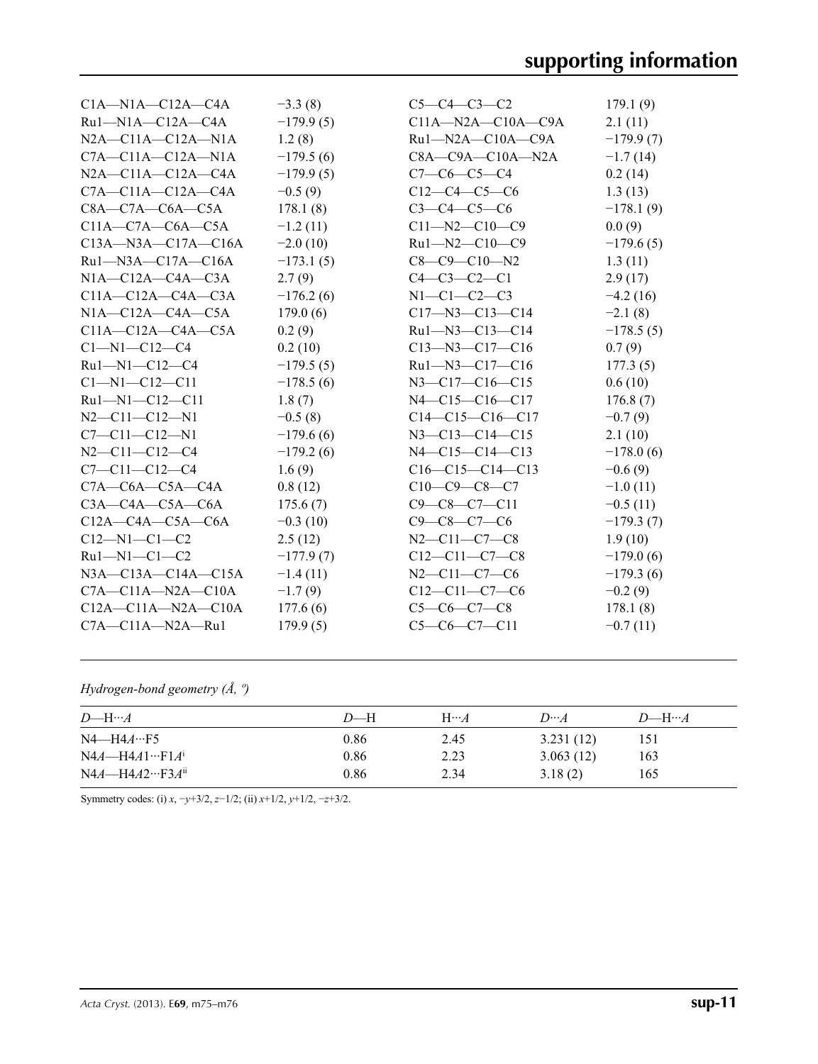| | | | |
|---|---|---|---|
| C1A—N1A—C12A—C4A | −3.3 (8) | C5—C4—C3—C2 | 179.1 (9) |
| Ru1—N1A—C12A—C4A | −179.9 (5) | C11A—N2A—C10A—C9A | 2.1 (11) |
| N2A—C11A—C12A—N1A | 1.2 (8) | Ru1—N2A—C10A—C9A | −179.9 (7) |
| C7A—C11A—C12A—N1A | −179.5 (6) | C8A—C9A—C10A—N2A | −1.7 (14) |
| N2A—C11A—C12A—C4A | −179.9 (5) | C7—C6—C5—C4 | 0.2 (14) |
| C7A—C11A—C12A—C4A | −0.5 (9) | C12—C4—C5—C6 | 1.3 (13) |
| C8A—C7A—C6A—C5A | 178.1 (8) | C3—C4—C5—C6 | −178.1 (9) |
| C11A—C7A—C6A—C5A | −1.2 (11) | C11—N2—C10—C9 | 0.0 (9) |
| C13A—N3A—C17A—C16A | −2.0 (10) | Ru1—N2—C10—C9 | −179.6 (5) |
| Ru1—N3A—C17A—C16A | −173.1 (5) | C8—C9—C10—N2 | 1.3 (11) |
| N1A—C12A—C4A—C3A | 2.7 (9) | C4—C3—C2—C1 | 2.9 (17) |
| C11A—C12A—C4A—C3A | −176.2 (6) | N1—C1—C2—C3 | −4.2 (16) |
| N1A—C12A—C4A—C5A | 179.0 (6) | C17—N3—C13—C14 | −2.1 (8) |
| C11A—C12A—C4A—C5A | 0.2 (9) | Ru1—N3—C13—C14 | −178.5 (5) |
| C1—N1—C12—C4 | 0.2 (10) | C13—N3—C17—C16 | 0.7 (9) |
| Ru1—N1—C12—C4 | −179.5 (5) | Ru1—N3—C17—C16 | 177.3 (5) |
| C1—N1—C12—C11 | −178.5 (6) | N3—C17—C16—C15 | 0.6 (10) |
| Ru1—N1—C12—C11 | 1.8 (7) | N4—C15—C16—C17 | 176.8 (7) |
| N2—C11—C12—N1 | −0.5 (8) | C14—C15—C16—C17 | −0.7 (9) |
| C7—C11—C12—N1 | −179.6 (6) | N3—C13—C14—C15 | 2.1 (10) |
| N2—C11—C12—C4 | −179.2 (6) | N4—C15—C14—C13 | −178.0 (6) |
| C7—C11—C12—C4 | 1.6 (9) | C16—C15—C14—C13 | −0.6 (9) |
| C7A—C6A—C5A—C4A | 0.8 (12) | C10—C9—C8—C7 | −1.0 (11) |
| C3A—C4A—C5A—C6A | 175.6 (7) | C9—C8—C7—C11 | −0.5 (11) |
| C12A—C4A—C5A—C6A | −0.3 (10) | C9—C8—C7—C6 | −179.3 (7) |
| C12—N1—C1—C2 | 2.5 (12) | N2—C11—C7—C8 | 1.9 (10) |
| Ru1—N1—C1—C2 | −177.9 (7) | C12—C11—C7—C8 | −179.0 (6) |
| N3A—C13A—C14A—C15A | −1.4 (11) | N2—C11—C7—C6 | −179.3 (6) |
| C7A—C11A—N2A—C10A | −1.7 (9) | C12—C11—C7—C6 | −0.2 (9) |
| C12A—C11A—N2A—C10A | 177.6 (6) | C5—C6—C7—C8 | 178.1 (8) |
| C7A—C11A—N2A—Ru1 | 179.9 (5) | C5—C6—C7—C11 | −0.7 (11) |

*Hydrogen-bond geometry (Å, º)*

| *D*—H···*A* | *D*—H | H···*A* | *D*···*A* | *D*—H···*A* |
|---|---|---|---|---|
| N4—H4*A*···F5 | 0.86 | 2.45 | 3.231 (12) | 151 |
| N4*A*—H4*A*1···F1*A*[i] | 0.86 | 2.23 | 3.063 (12) | 163 |
| N4*A*—H4*A*2···F3*A*[ii] | 0.86 | 2.34 | 3.18 (2) | 165 |

Symmetry codes: (i) $x$, $-y+3/2$, $z-1/2$; (ii) $x+1/2$, $y+1/2$, $-z+3/2$.